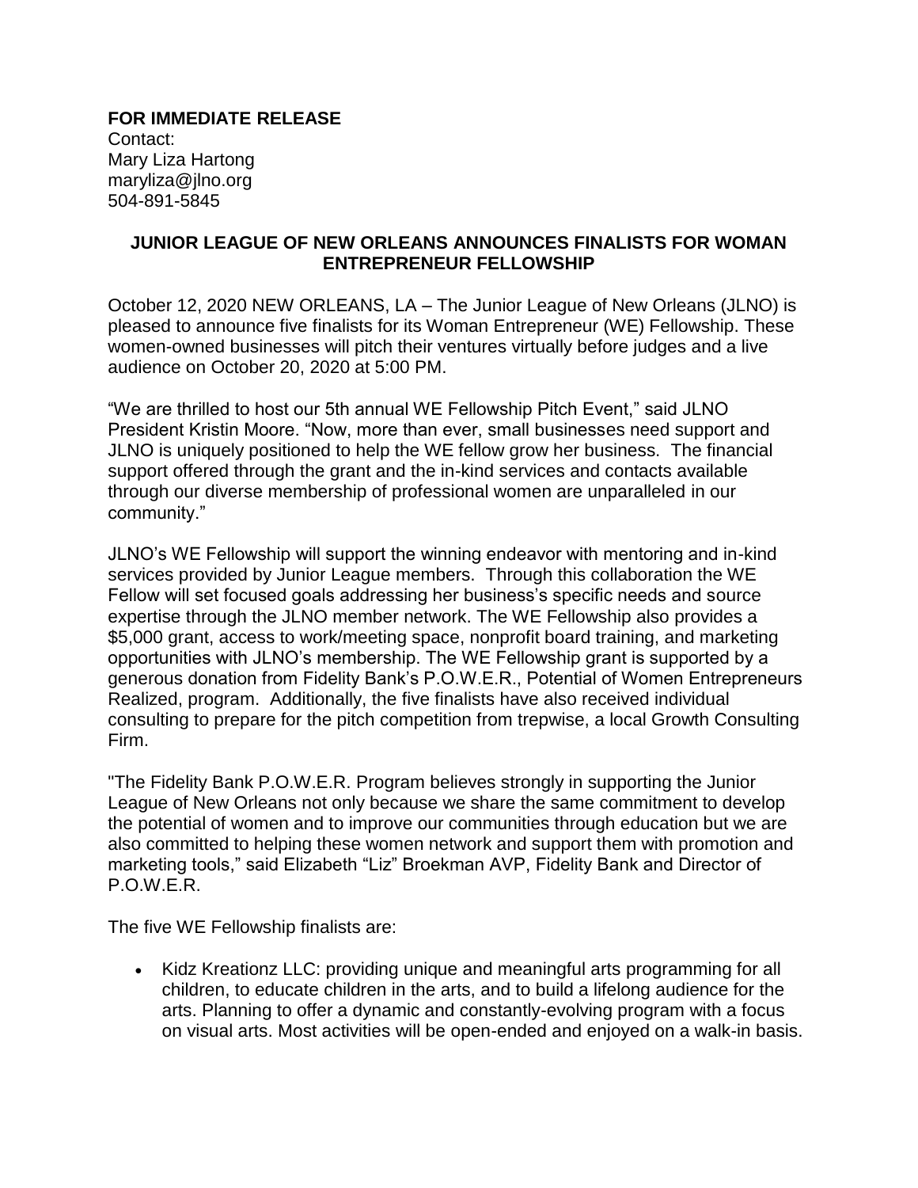**FOR IMMEDIATE RELEASE**
Contact:
Mary Liza Hartong
maryliza@jlno.org
504-891-5845

## JUNIOR LEAGUE OF NEW ORLEANS ANNOUNCES FINALISTS FOR WOMAN ENTREPRENEUR FELLOWSHIP

October 12, 2020 NEW ORLEANS, LA – The Junior League of New Orleans (JLNO) is pleased to announce five finalists for its Woman Entrepreneur (WE) Fellowship. These women-owned businesses will pitch their ventures virtually before judges and a live audience on October 20, 2020 at 5:00 PM.

"We are thrilled to host our 5th annual WE Fellowship Pitch Event," said JLNO President Kristin Moore. "Now, more than ever, small businesses need support and JLNO is uniquely positioned to help the WE fellow grow her business. The financial support offered through the grant and the in-kind services and contacts available through our diverse membership of professional women are unparalleled in our community."

JLNO's WE Fellowship will support the winning endeavor with mentoring and in-kind services provided by Junior League members. Through this collaboration the WE Fellow will set focused goals addressing her business's specific needs and source expertise through the JLNO member network. The WE Fellowship also provides a $5,000 grant, access to work/meeting space, nonprofit board training, and marketing opportunities with JLNO's membership. The WE Fellowship grant is supported by a generous donation from Fidelity Bank's P.O.W.E.R., Potential of Women Entrepreneurs Realized, program. Additionally, the five finalists have also received individual consulting to prepare for the pitch competition from trepwise, a local Growth Consulting Firm.

"The Fidelity Bank P.O.W.E.R. Program believes strongly in supporting the Junior League of New Orleans not only because we share the same commitment to develop the potential of women and to improve our communities through education but we are also committed to helping these women network and support them with promotion and marketing tools," said Elizabeth "Liz" Broekman AVP, Fidelity Bank and Director of P.O.W.E.R.

The five WE Fellowship finalists are:

- Kidz Kreationz LLC: providing unique and meaningful arts programming for all children, to educate children in the arts, and to build a lifelong audience for the arts. Planning to offer a dynamic and constantly-evolving program with a focus on visual arts. Most activities will be open-ended and enjoyed on a walk-in basis.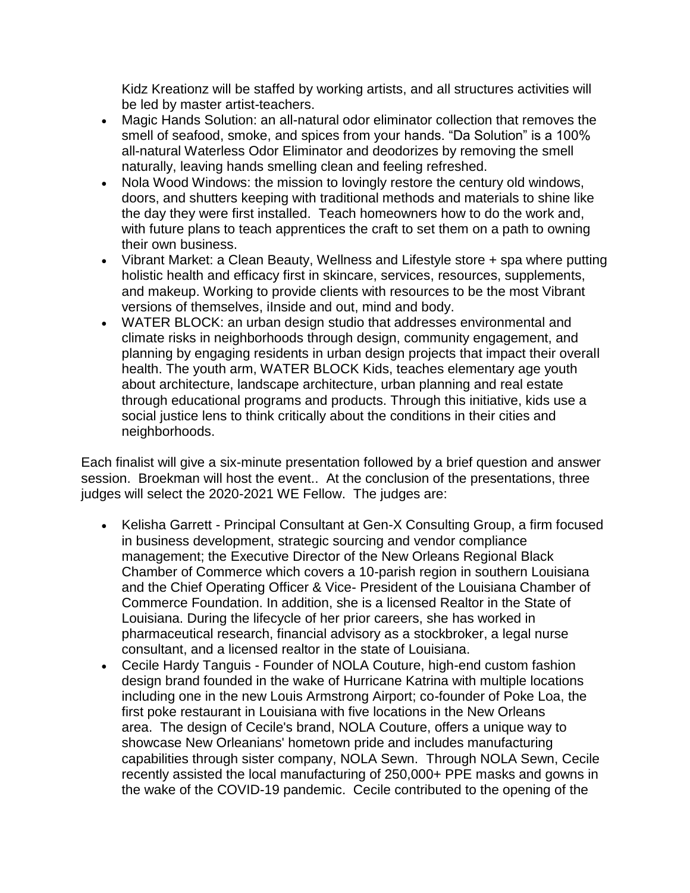Kidz Kreationz will be staffed by working artists, and all structures activities will be led by master artist-teachers.

- Magic Hands Solution: an all-natural odor eliminator collection that removes the smell of seafood, smoke, and spices from your hands. "Da Solution" is a 100% all-natural Waterless Odor Eliminator and deodorizes by removing the smell naturally, leaving hands smelling clean and feeling refreshed.
- Nola Wood Windows: the mission to lovingly restore the century old windows, doors, and shutters keeping with traditional methods and materials to shine like the day they were first installed. Teach homeowners how to do the work and, with future plans to teach apprentices the craft to set them on a path to owning their own business.
- Vibrant Market: a Clean Beauty, Wellness and Lifestyle store + spa where putting holistic health and efficacy first in skincare, services, resources, supplements, and makeup. Working to provide clients with resources to be the most Vibrant versions of themselves, iInside and out, mind and body.
- WATER BLOCK: an urban design studio that addresses environmental and climate risks in neighborhoods through design, community engagement, and planning by engaging residents in urban design projects that impact their overall health. The youth arm, WATER BLOCK Kids, teaches elementary age youth about architecture, landscape architecture, urban planning and real estate through educational programs and products. Through this initiative, kids use a social justice lens to think critically about the conditions in their cities and neighborhoods.

Each finalist will give a six-minute presentation followed by a brief question and answer session. Broekman will host the event.. At the conclusion of the presentations, three judges will select the 2020-2021 WE Fellow. The judges are:

- Kelisha Garrett - Principal Consultant at Gen-X Consulting Group, a firm focused in business development, strategic sourcing and vendor compliance management; the Executive Director of the New Orleans Regional Black Chamber of Commerce which covers a 10-parish region in southern Louisiana and the Chief Operating Officer & Vice- President of the Louisiana Chamber of Commerce Foundation. In addition, she is a licensed Realtor in the State of Louisiana. During the lifecycle of her prior careers, she has worked in pharmaceutical research, financial advisory as a stockbroker, a legal nurse consultant, and a licensed realtor in the state of Louisiana.
- Cecile Hardy Tanguis - Founder of NOLA Couture, high-end custom fashion design brand founded in the wake of Hurricane Katrina with multiple locations including one in the new Louis Armstrong Airport; co-founder of Poke Loa, the first poke restaurant in Louisiana with five locations in the New Orleans area. The design of Cecile's brand, NOLA Couture, offers a unique way to showcase New Orleanians' hometown pride and includes manufacturing capabilities through sister company, NOLA Sewn. Through NOLA Sewn, Cecile recently assisted the local manufacturing of 250,000+ PPE masks and gowns in the wake of the COVID-19 pandemic. Cecile contributed to the opening of the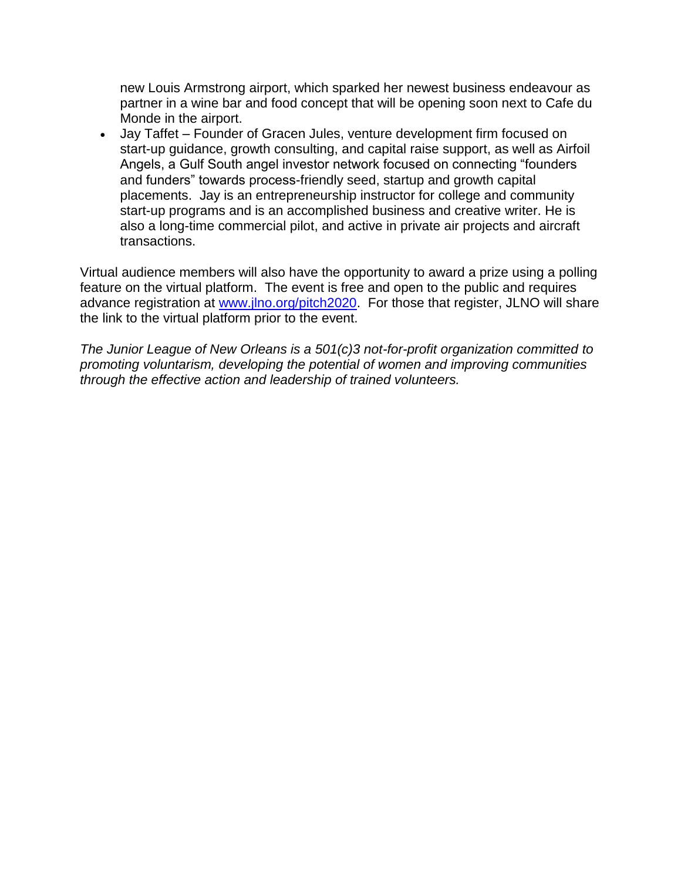new Louis Armstrong airport, which sparked her newest business endeavour as partner in a wine bar and food concept that will be opening soon next to Cafe du Monde in the airport.

- Jay Taffet – Founder of Gracen Jules, venture development firm focused on start-up guidance, growth consulting, and capital raise support, as well as Airfoil Angels, a Gulf South angel investor network focused on connecting "founders and funders" towards process-friendly seed, startup and growth capital placements. Jay is an entrepreneurship instructor for college and community start-up programs and is an accomplished business and creative writer. He is also a long-time commercial pilot, and active in private air projects and aircraft transactions.

Virtual audience members will also have the opportunity to award a prize using a polling feature on the virtual platform. The event is free and open to the public and requires advance registration at [www.jlno.org/pitch2020](http://www.jlno.org/pitch2020). For those that register, JLNO will share the link to the virtual platform prior to the event.

*The Junior League of New Orleans is a 501(c)3 not-for-profit organization committed to promoting voluntarism, developing the potential of women and improving communities through the effective action and leadership of trained volunteers.*